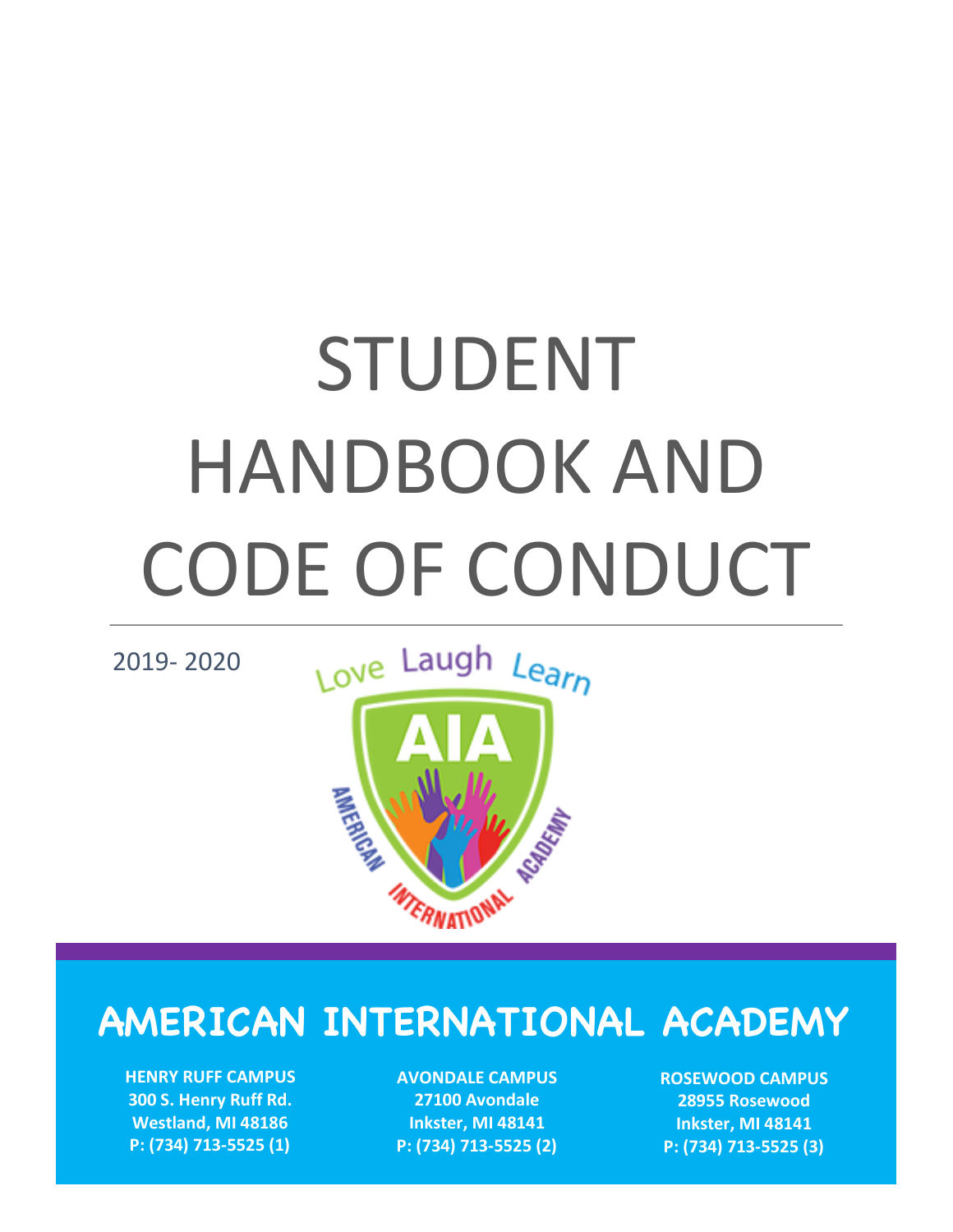# STUDENT HANDBOOK AND CODE OF CONDUCT

2019- 2020

Love Laugh Learn

AIA

AMERICAN INTERNATIONAL ACADEMY

## AMERICAN INTERNATIONAL ACADEMY

**HENRY RUFF CAMPUS**
**300 S. Henry Ruff Rd.**
**Westland, MI 48186**
**P: (734) 713-5525 (1)**

**AVONDALE CAMPUS**
**27100 Avondale**
**Inkster, MI 48141**
**P: (734) 713-5525 (2)**

**ROSEWOOD CAMPUS**
**28955 Rosewood**
**Inkster, MI 48141**
**P: (734) 713-5525 (3)**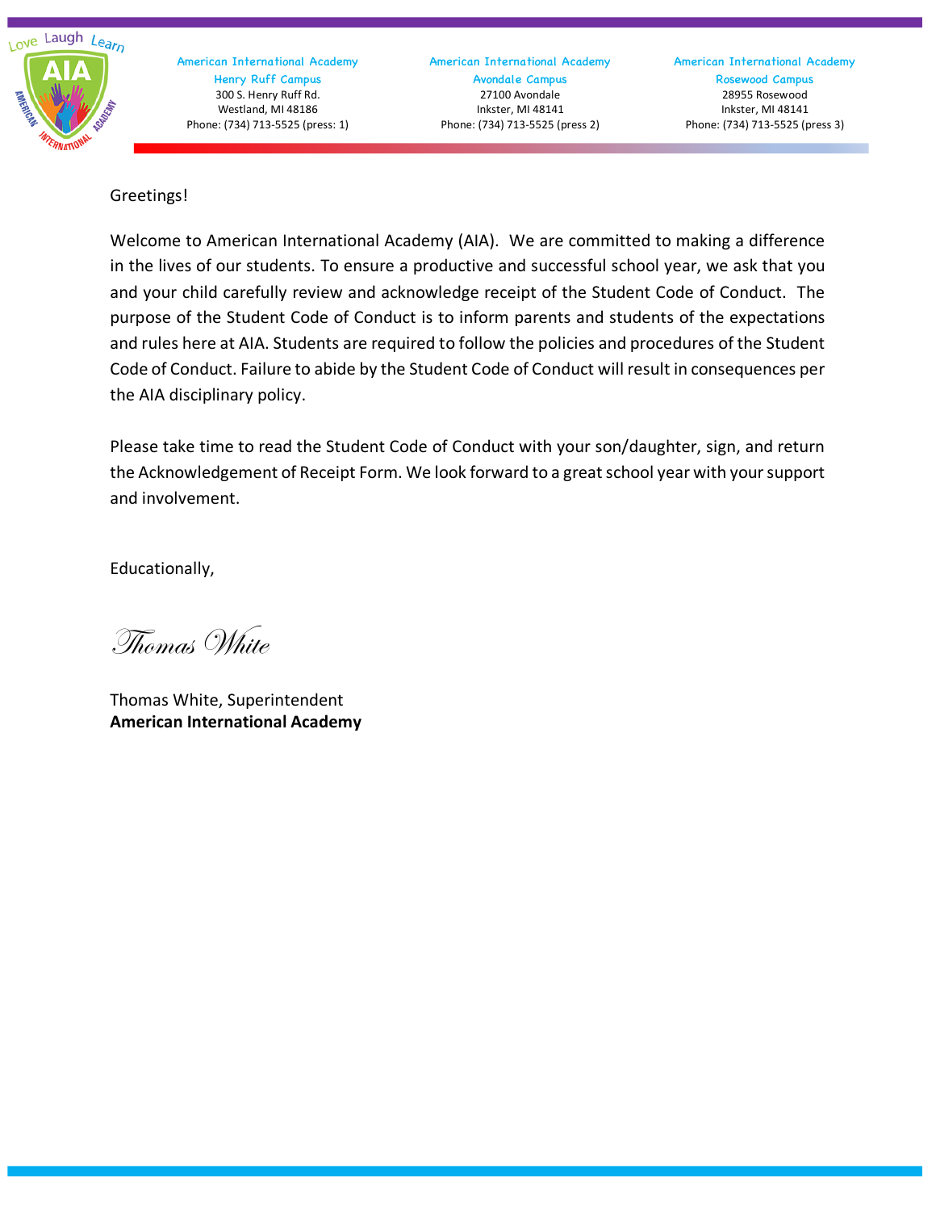American International Academy
Henry Ruff Campus
300 S. Henry Ruff Rd.
Westland, MI 48186
Phone: (734) 713-5525 (press: 1)

American International Academy
Avondale Campus
27100 Avondale
Inkster, MI 48141
Phone: (734) 713-5525 (press 2)

American International Academy
Rosewood Campus
28955 Rosewood
Inkster, MI 48141
Phone: (734) 713-5525 (press 3)

Greetings!

Welcome to American International Academy (AIA). We are committed to making a difference in the lives of our students. To ensure a productive and successful school year, we ask that you and your child carefully review and acknowledge receipt of the Student Code of Conduct. The purpose of the Student Code of Conduct is to inform parents and students of the expectations and rules here at AIA. Students are required to follow the policies and procedures of the Student Code of Conduct. Failure to abide by the Student Code of Conduct will result in consequences per the AIA disciplinary policy.

Please take time to read the Student Code of Conduct with your son/daughter, sign, and return the Acknowledgement of Receipt Form. We look forward to a great school year with your support and involvement.

Educationally,

*Thomas White*

Thomas White, Superintendent
**American International Academy**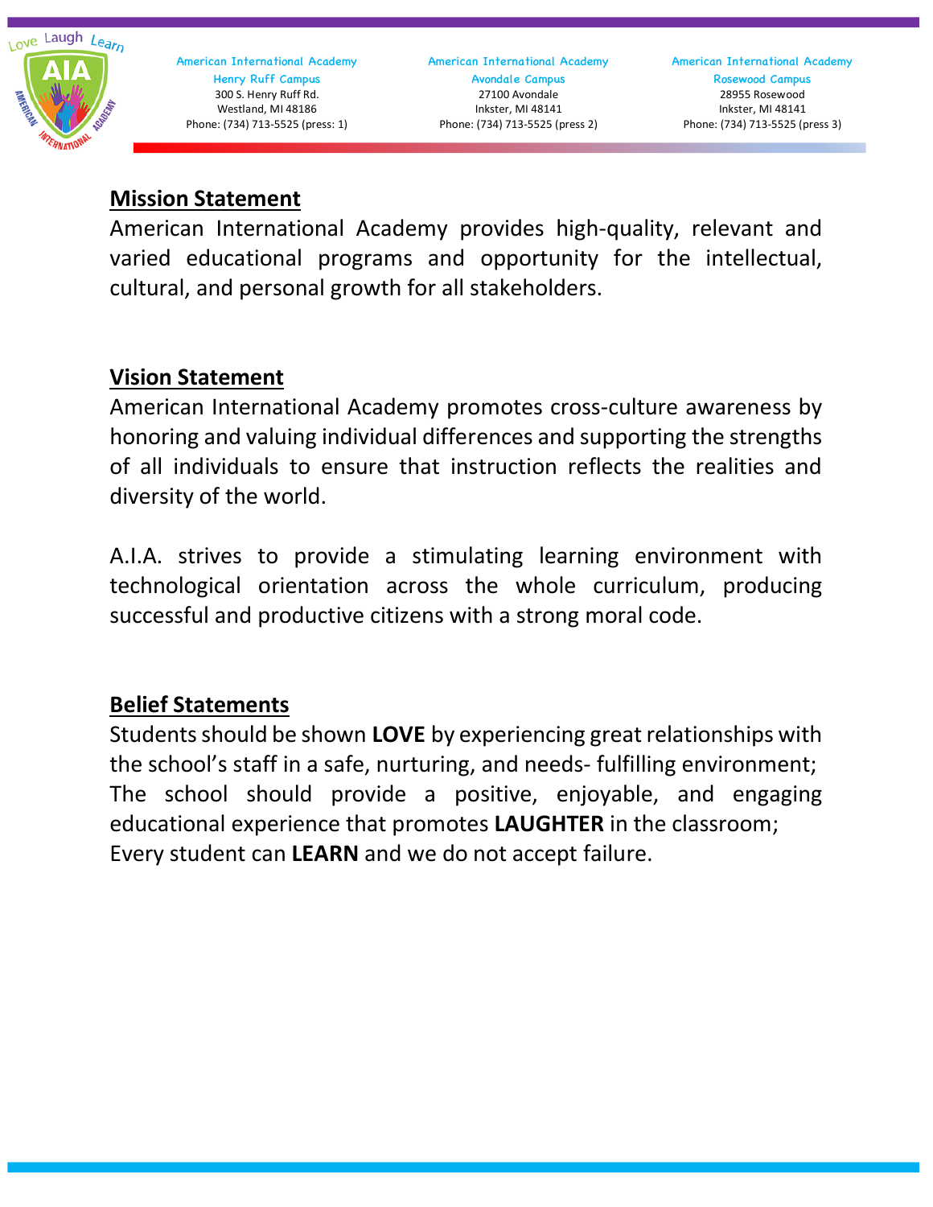American International Academy
Henry Ruff Campus
300 S. Henry Ruff Rd.
Westland, MI 48186
Phone: (734) 713-5525 (press: 1)

American International Academy
Avondale Campus
27100 Avondale
Inkster, MI 48141
Phone: (734) 713-5525 (press 2)

American International Academy
Rosewood Campus
28955 Rosewood
Inkster, MI 48141
Phone: (734) 713-5525 (press 3)

## Mission Statement

American International Academy provides high-quality, relevant and varied educational programs and opportunity for the intellectual, cultural, and personal growth for all stakeholders.

## Vision Statement

American International Academy promotes cross-culture awareness by honoring and valuing individual differences and supporting the strengths of all individuals to ensure that instruction reflects the realities and diversity of the world.

A.I.A. strives to provide a stimulating learning environment with technological orientation across the whole curriculum, producing successful and productive citizens with a strong moral code.

## Belief Statements

Students should be shown **LOVE** by experiencing great relationships with the school's staff in a safe, nurturing, and needs- fulfilling environment;
The school should provide a positive, enjoyable, and engaging educational experience that promotes **LAUGHTER** in the classroom;
Every student can **LEARN** and we do not accept failure.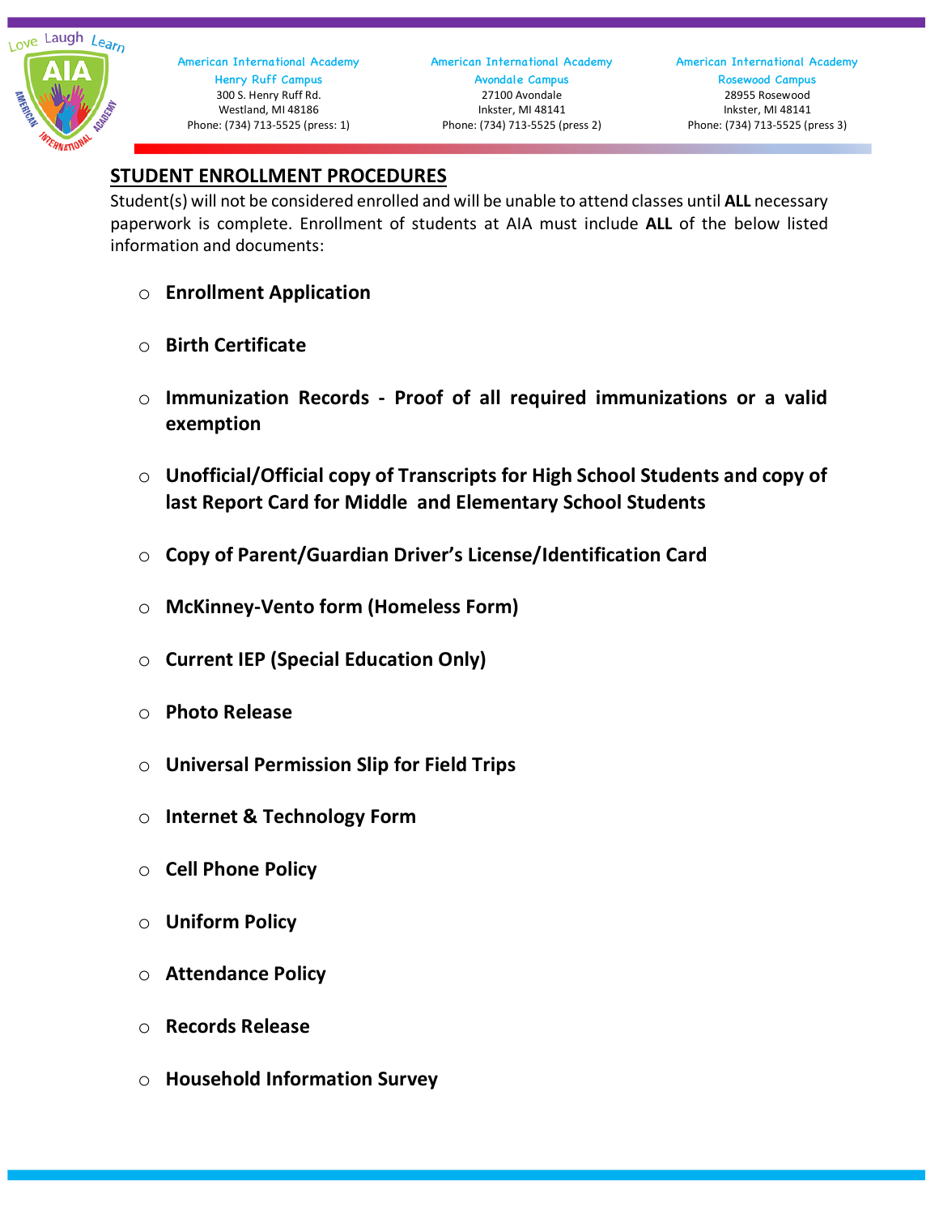American International Academy
Henry Ruff Campus
300 S. Henry Ruff Rd.
Westland, MI 48186
Phone: (734) 713-5525 (press: 1)

American International Academy
Avondale Campus
27100 Avondale
Inkster, MI 48141
Phone: (734) 713-5525 (press 2)

American International Academy
Rosewood Campus
28955 Rosewood
Inkster, MI 48141
Phone: (734) 713-5525 (press 3)

## STUDENT ENROLLMENT PROCEDURES

Student(s) will not be considered enrolled and will be unable to attend classes until **ALL** necessary paperwork is complete. Enrollment of students at AIA must include **ALL** of the below listed information and documents:

- **Enrollment Application**
- **Birth Certificate**
- **Immunization Records - Proof of all required immunizations or a valid exemption**
- **Unofficial/Official copy of Transcripts for High School Students and copy of last Report Card for Middle and Elementary School Students**
- **Copy of Parent/Guardian Driver's License/Identification Card**
- **McKinney-Vento form (Homeless Form)**
- **Current IEP (Special Education Only)**
- **Photo Release**
- **Universal Permission Slip for Field Trips**
- **Internet & Technology Form**
- **Cell Phone Policy**
- **Uniform Policy**
- **Attendance Policy**
- **Records Release**
- **Household Information Survey**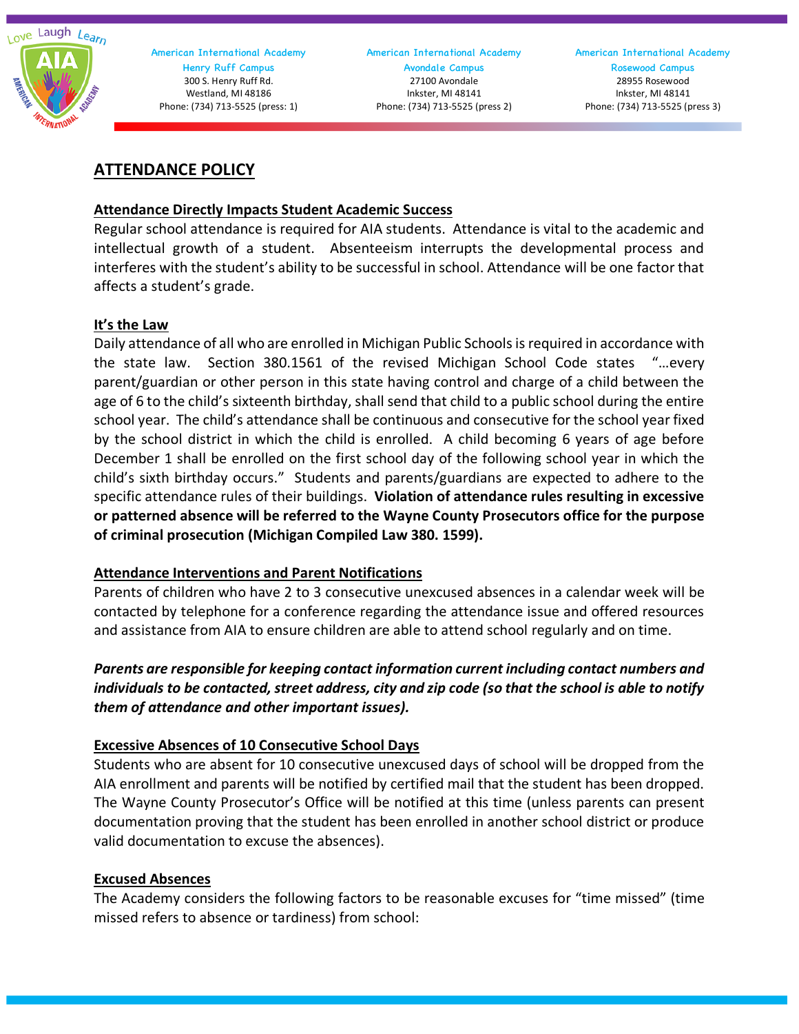## ATTENDANCE POLICY

### Attendance Directly Impacts Student Academic Success

Regular school attendance is required for AIA students. Attendance is vital to the academic and intellectual growth of a student. Absenteeism interrupts the developmental process and interferes with the student's ability to be successful in school. Attendance will be one factor that affects a student's grade.

### It's the Law

Daily attendance of all who are enrolled in Michigan Public Schools is required in accordance with the state law. Section 380.1561 of the revised Michigan School Code states "…every parent/guardian or other person in this state having control and charge of a child between the age of 6 to the child's sixteenth birthday, shall send that child to a public school during the entire school year. The child's attendance shall be continuous and consecutive for the school year fixed by the school district in which the child is enrolled. A child becoming 6 years of age before December 1 shall be enrolled on the first school day of the following school year in which the child's sixth birthday occurs." Students and parents/guardians are expected to adhere to the specific attendance rules of their buildings. **Violation of attendance rules resulting in excessive or patterned absence will be referred to the Wayne County Prosecutors office for the purpose of criminal prosecution (Michigan Compiled Law 380. 1599).**

### Attendance Interventions and Parent Notifications

Parents of children who have 2 to 3 consecutive unexcused absences in a calendar week will be contacted by telephone for a conference regarding the attendance issue and offered resources and assistance from AIA to ensure children are able to attend school regularly and on time.

***Parents are responsible for keeping contact information current including contact numbers and individuals to be contacted, street address, city and zip code (so that the school is able to notify them of attendance and other important issues).***

### Excessive Absences of 10 Consecutive School Days

Students who are absent for 10 consecutive unexcused days of school will be dropped from the AIA enrollment and parents will be notified by certified mail that the student has been dropped. The Wayne County Prosecutor's Office will be notified at this time (unless parents can present documentation proving that the student has been enrolled in another school district or produce valid documentation to excuse the absences).

### Excused Absences

The Academy considers the following factors to be reasonable excuses for "time missed" (time missed refers to absence or tardiness) from school: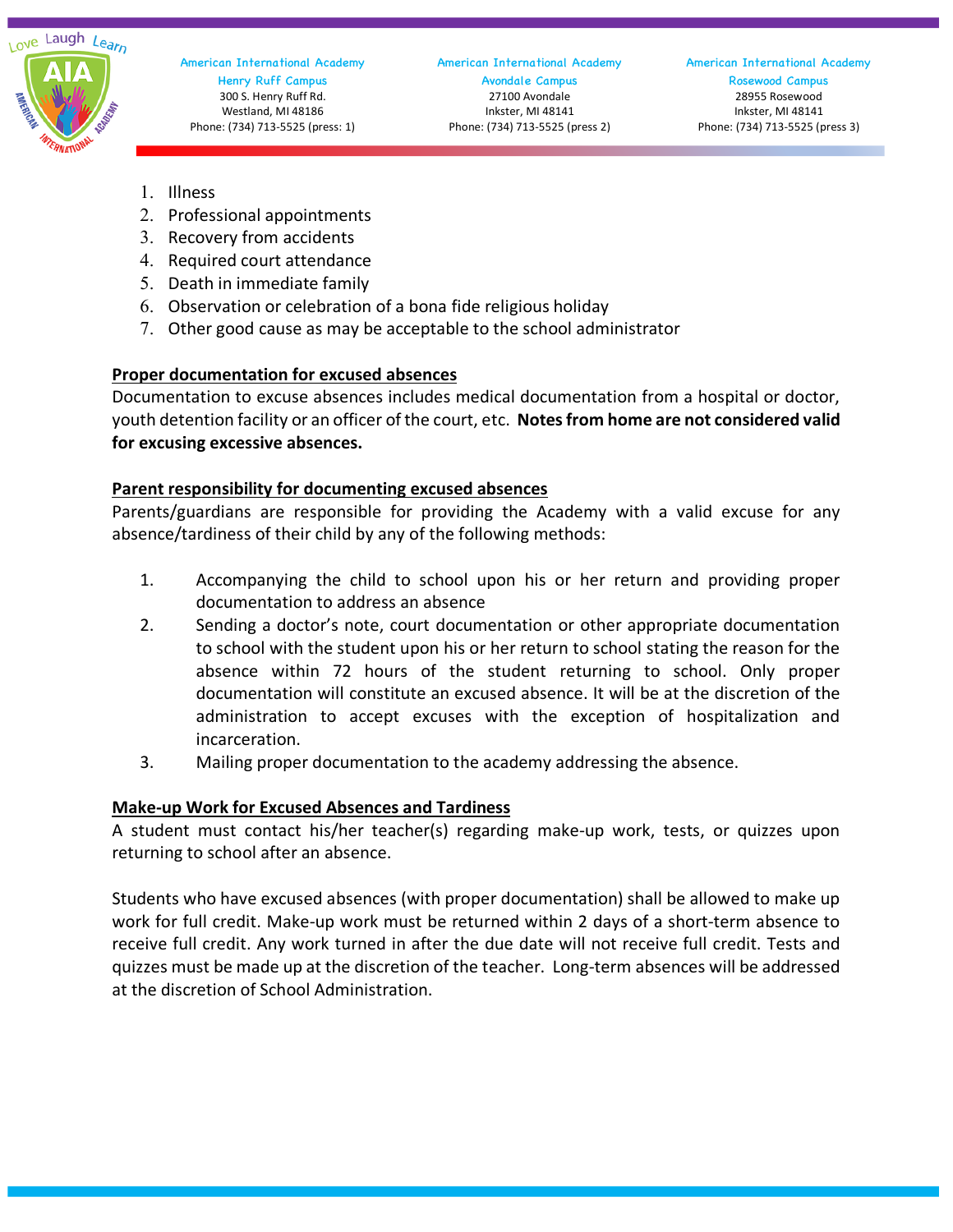1. Illness
2. Professional appointments
3. Recovery from accidents
4. Required court attendance
5. Death in immediate family
6. Observation or celebration of a bona fide religious holiday
7. Other good cause as may be acceptable to the school administrator

**Proper documentation for excused absences**

Documentation to excuse absences includes medical documentation from a hospital or doctor, youth detention facility or an officer of the court, etc. **Notes from home are not considered valid for excusing excessive absences.**

**Parent responsibility for documenting excused absences**

Parents/guardians are responsible for providing the Academy with a valid excuse for any absence/tardiness of their child by any of the following methods:

1. Accompanying the child to school upon his or her return and providing proper documentation to address an absence
2. Sending a doctor's note, court documentation or other appropriate documentation to school with the student upon his or her return to school stating the reason for the absence within 72 hours of the student returning to school. Only proper documentation will constitute an excused absence. It will be at the discretion of the administration to accept excuses with the exception of hospitalization and incarceration.
3. Mailing proper documentation to the academy addressing the absence.

**Make-up Work for Excused Absences and Tardiness**

A student must contact his/her teacher(s) regarding make-up work, tests, or quizzes upon returning to school after an absence.

Students who have excused absences (with proper documentation) shall be allowed to make up work for full credit. Make-up work must be returned within 2 days of a short-term absence to receive full credit. Any work turned in after the due date will not receive full credit. Tests and quizzes must be made up at the discretion of the teacher. Long-term absences will be addressed at the discretion of School Administration.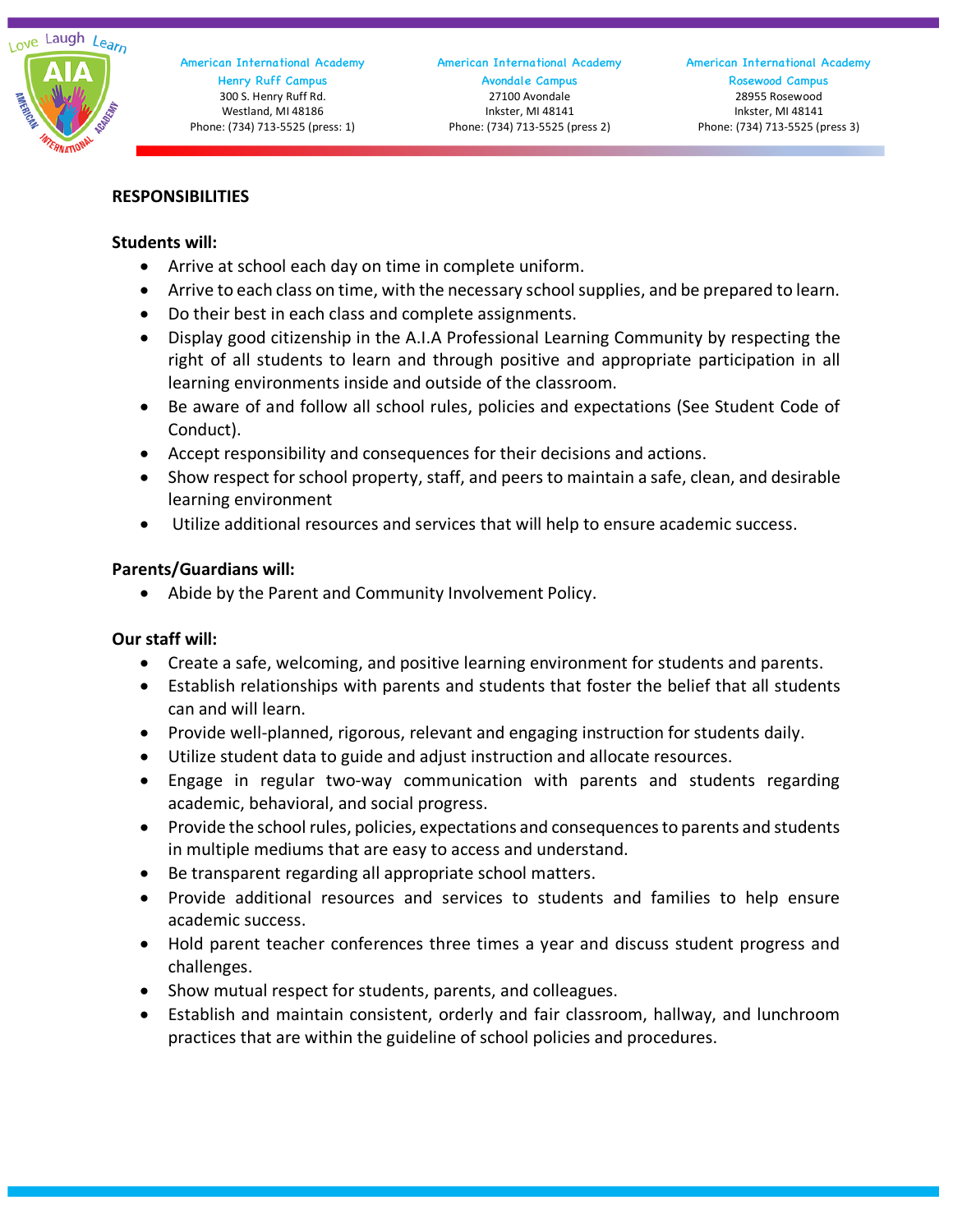## RESPONSIBILITIES

**Students will:**

- Arrive at school each day on time in complete uniform.
- Arrive to each class on time, with the necessary school supplies, and be prepared to learn.
- Do their best in each class and complete assignments.
- Display good citizenship in the A.I.A Professional Learning Community by respecting the right of all students to learn and through positive and appropriate participation in all learning environments inside and outside of the classroom.
- Be aware of and follow all school rules, policies and expectations (See Student Code of Conduct).
- Accept responsibility and consequences for their decisions and actions.
- Show respect for school property, staff, and peers to maintain a safe, clean, and desirable learning environment
- Utilize additional resources and services that will help to ensure academic success.

**Parents/Guardians will:**

- Abide by the Parent and Community Involvement Policy.

**Our staff will:**

- Create a safe, welcoming, and positive learning environment for students and parents.
- Establish relationships with parents and students that foster the belief that all students can and will learn.
- Provide well-planned, rigorous, relevant and engaging instruction for students daily.
- Utilize student data to guide and adjust instruction and allocate resources.
- Engage in regular two-way communication with parents and students regarding academic, behavioral, and social progress.
- Provide the school rules, policies, expectations and consequences to parents and students in multiple mediums that are easy to access and understand.
- Be transparent regarding all appropriate school matters.
- Provide additional resources and services to students and families to help ensure academic success.
- Hold parent teacher conferences three times a year and discuss student progress and challenges.
- Show mutual respect for students, parents, and colleagues.
- Establish and maintain consistent, orderly and fair classroom, hallway, and lunchroom practices that are within the guideline of school policies and procedures.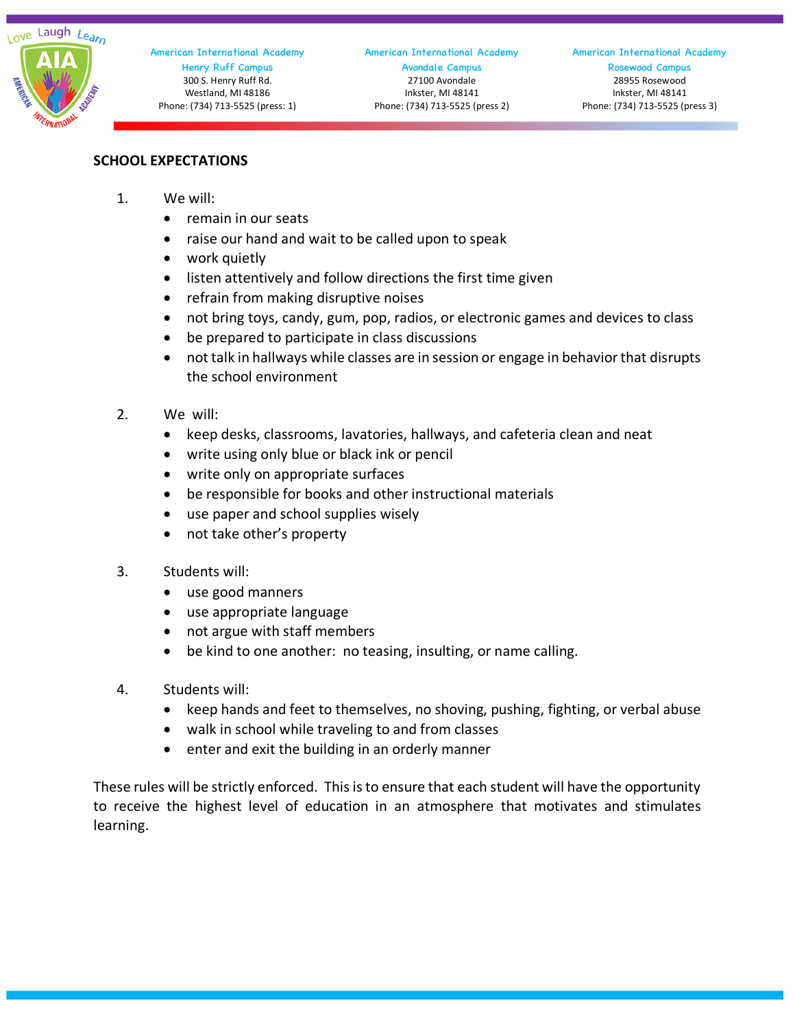## SCHOOL EXPECTATIONS

1. We will:
   - remain in our seats
   - raise our hand and wait to be called upon to speak
   - work quietly
   - listen attentively and follow directions the first time given
   - refrain from making disruptive noises
   - not bring toys, candy, gum, pop, radios, or electronic games and devices to class
   - be prepared to participate in class discussions
   - not talk in hallways while classes are in session or engage in behavior that disrupts the school environment

2. We will:
   - keep desks, classrooms, lavatories, hallways, and cafeteria clean and neat
   - write using only blue or black ink or pencil
   - write only on appropriate surfaces
   - be responsible for books and other instructional materials
   - use paper and school supplies wisely
   - not take other's property

3. Students will:
   - use good manners
   - use appropriate language
   - not argue with staff members
   - be kind to one another: no teasing, insulting, or name calling.

4. Students will:
   - keep hands and feet to themselves, no shoving, pushing, fighting, or verbal abuse
   - walk in school while traveling to and from classes
   - enter and exit the building in an orderly manner

These rules will be strictly enforced. This is to ensure that each student will have the opportunity to receive the highest level of education in an atmosphere that motivates and stimulates learning.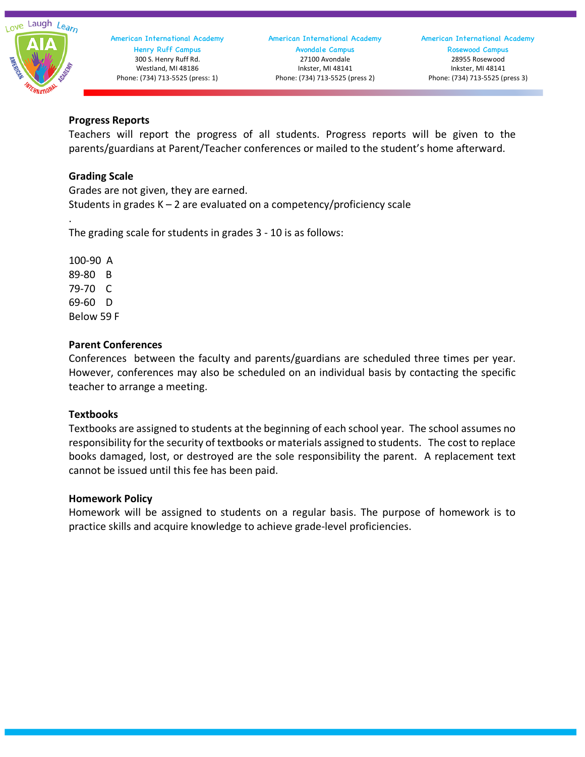**Progress Reports**

Teachers will report the progress of all students. Progress reports will be given to the parents/guardians at Parent/Teacher conferences or mailed to the student's home afterward.

**Grading Scale**

Grades are not given, they are earned.

Students in grades K – 2 are evaluated on a competency/proficiency scale

.

The grading scale for students in grades 3 - 10 is as follows:

100-90 A
89-80 B
79-70 C
69-60 D
Below 59 F

**Parent Conferences**

Conferences between the faculty and parents/guardians are scheduled three times per year. However, conferences may also be scheduled on an individual basis by contacting the specific teacher to arrange a meeting.

**Textbooks**

Textbooks are assigned to students at the beginning of each school year. The school assumes no responsibility for the security of textbooks or materials assigned to students. The cost to replace books damaged, lost, or destroyed are the sole responsibility the parent. A replacement text cannot be issued until this fee has been paid.

**Homework Policy**

Homework will be assigned to students on a regular basis. The purpose of homework is to practice skills and acquire knowledge to achieve grade-level proficiencies.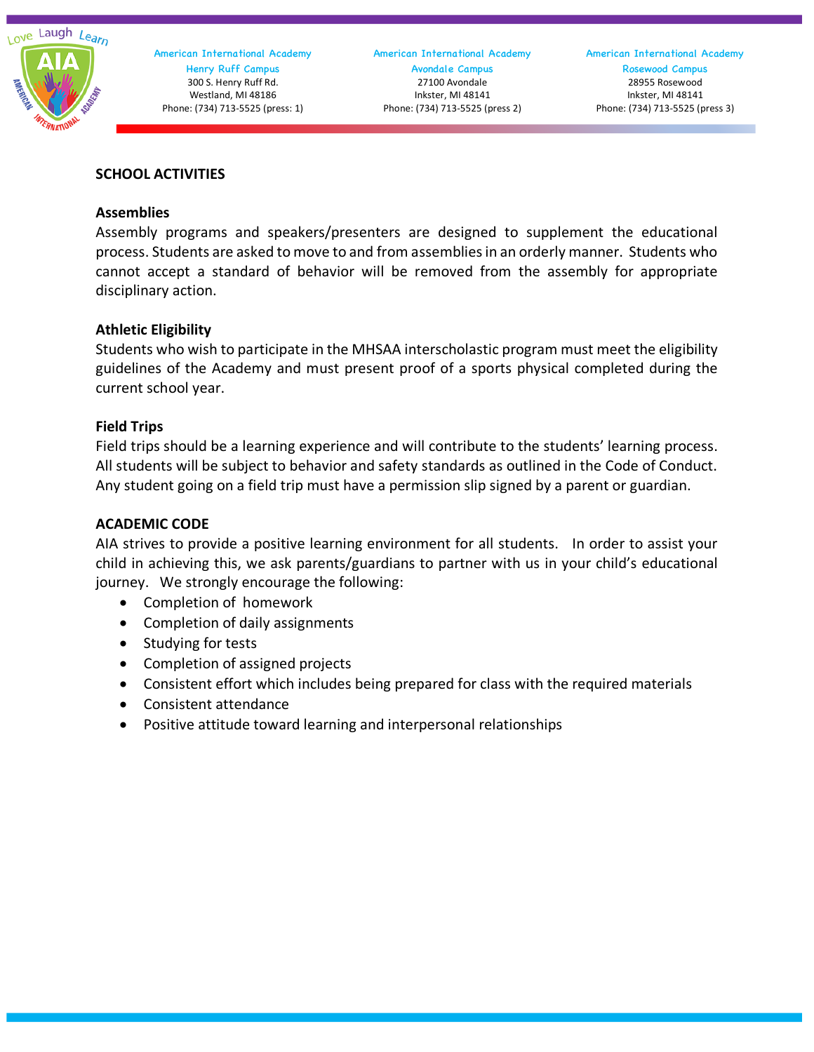## SCHOOL ACTIVITIES

### Assemblies

Assembly programs and speakers/presenters are designed to supplement the educational process. Students are asked to move to and from assemblies in an orderly manner. Students who cannot accept a standard of behavior will be removed from the assembly for appropriate disciplinary action.

### Athletic Eligibility

Students who wish to participate in the MHSAA interscholastic program must meet the eligibility guidelines of the Academy and must present proof of a sports physical completed during the current school year.

### Field Trips

Field trips should be a learning experience and will contribute to the students' learning process. All students will be subject to behavior and safety standards as outlined in the Code of Conduct. Any student going on a field trip must have a permission slip signed by a parent or guardian.

## ACADEMIC CODE

AIA strives to provide a positive learning environment for all students. In order to assist your child in achieving this, we ask parents/guardians to partner with us in your child's educational journey. We strongly encourage the following:

- Completion of homework
- Completion of daily assignments
- Studying for tests
- Completion of assigned projects
- Consistent effort which includes being prepared for class with the required materials
- Consistent attendance
- Positive attitude toward learning and interpersonal relationships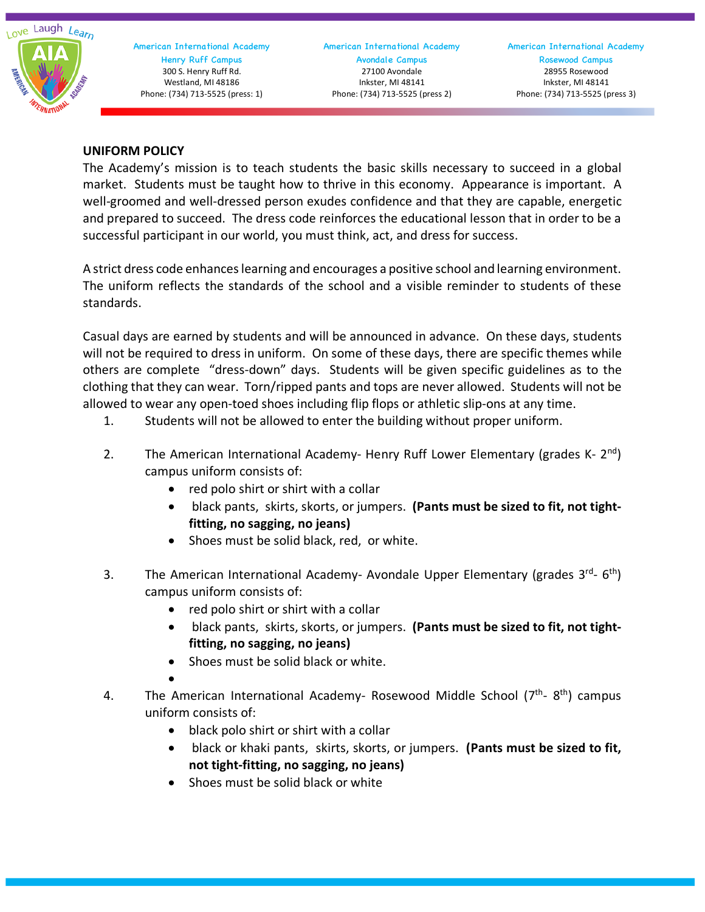## UNIFORM POLICY

The Academy's mission is to teach students the basic skills necessary to succeed in a global market. Students must be taught how to thrive in this economy. Appearance is important. A well-groomed and well-dressed person exudes confidence and that they are capable, energetic and prepared to succeed. The dress code reinforces the educational lesson that in order to be a successful participant in our world, you must think, act, and dress for success.

A strict dress code enhances learning and encourages a positive school and learning environment. The uniform reflects the standards of the school and a visible reminder to students of these standards.

Casual days are earned by students and will be announced in advance. On these days, students will not be required to dress in uniform. On some of these days, there are specific themes while others are complete "dress-down" days. Students will be given specific guidelines as to the clothing that they can wear. Torn/ripped pants and tops are never allowed. Students will not be allowed to wear any open-toed shoes including flip flops or athletic slip-ons at any time.

1. Students will not be allowed to enter the building without proper uniform.

2. The American International Academy- Henry Ruff Lower Elementary (grades K- 2nd) campus uniform consists of:
   - red polo shirt or shirt with a collar
   - black pants, skirts, skorts, or jumpers. **(Pants must be sized to fit, not tight-fitting, no sagging, no jeans)**
   - Shoes must be solid black, red, or white.

3. The American International Academy- Avondale Upper Elementary (grades 3rd- 6th) campus uniform consists of:
   - red polo shirt or shirt with a collar
   - black pants, skirts, skorts, or jumpers. **(Pants must be sized to fit, not tight-fitting, no sagging, no jeans)**
   - Shoes must be solid black or white.

4. The American International Academy- Rosewood Middle School (7th- 8th) campus uniform consists of:
   - black polo shirt or shirt with a collar
   - black or khaki pants, skirts, skorts, or jumpers. **(Pants must be sized to fit, not tight-fitting, no sagging, no jeans)**
   - Shoes must be solid black or white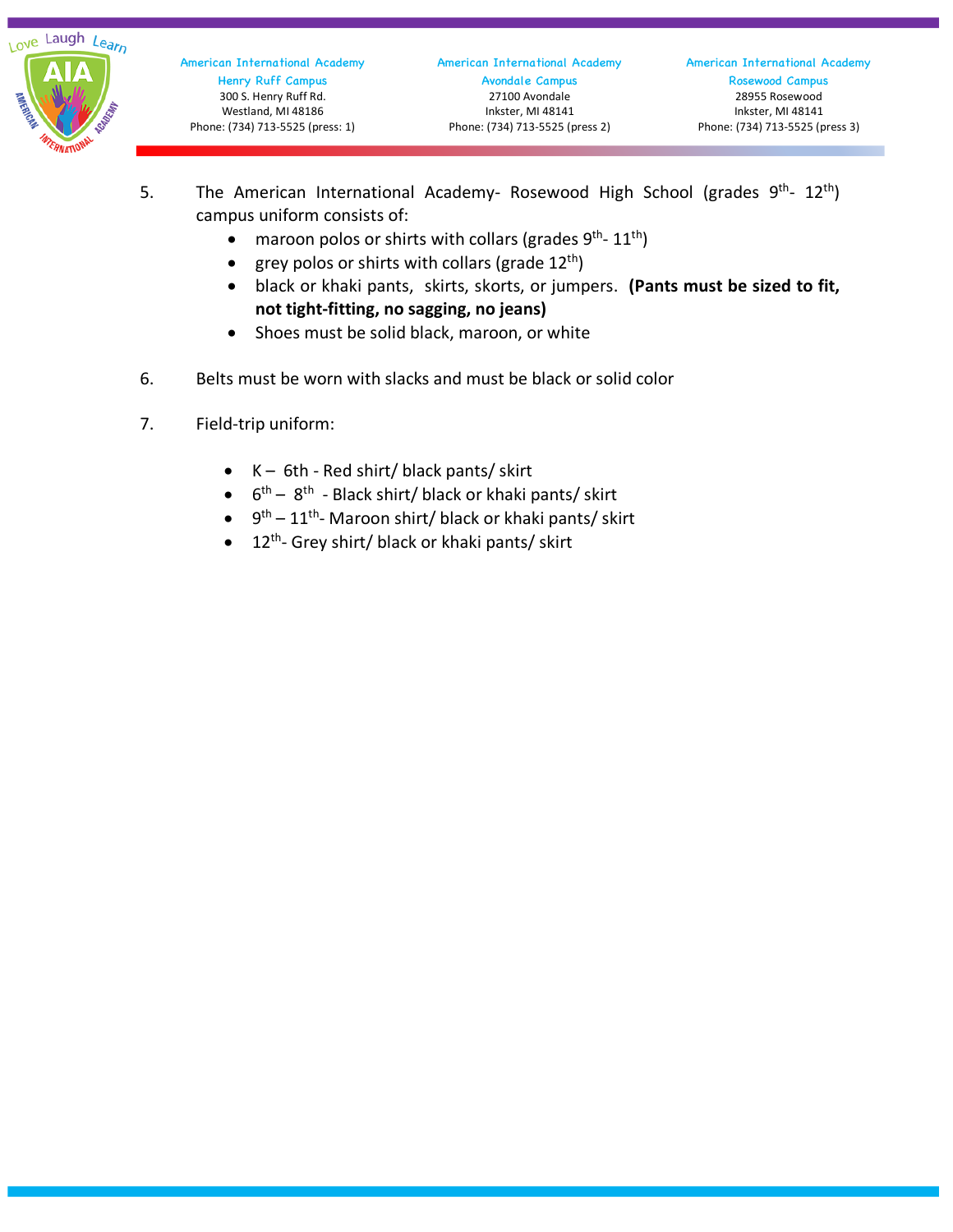5. The American International Academy- Rosewood High School (grades 9th- 12th) campus uniform consists of:
   - maroon polos or shirts with collars (grades 9th- 11th)
   - grey polos or shirts with collars (grade 12th)
   - black or khaki pants, skirts, skorts, or jumpers. **(Pants must be sized to fit, not tight-fitting, no sagging, no jeans)**
   - Shoes must be solid black, maroon, or white

6. Belts must be worn with slacks and must be black or solid color

7. Field-trip uniform:
   - K – 6th - Red shirt/ black pants/ skirt
   - 6th – 8th - Black shirt/ black or khaki pants/ skirt
   - 9th – 11th- Maroon shirt/ black or khaki pants/ skirt
   - 12th- Grey shirt/ black or khaki pants/ skirt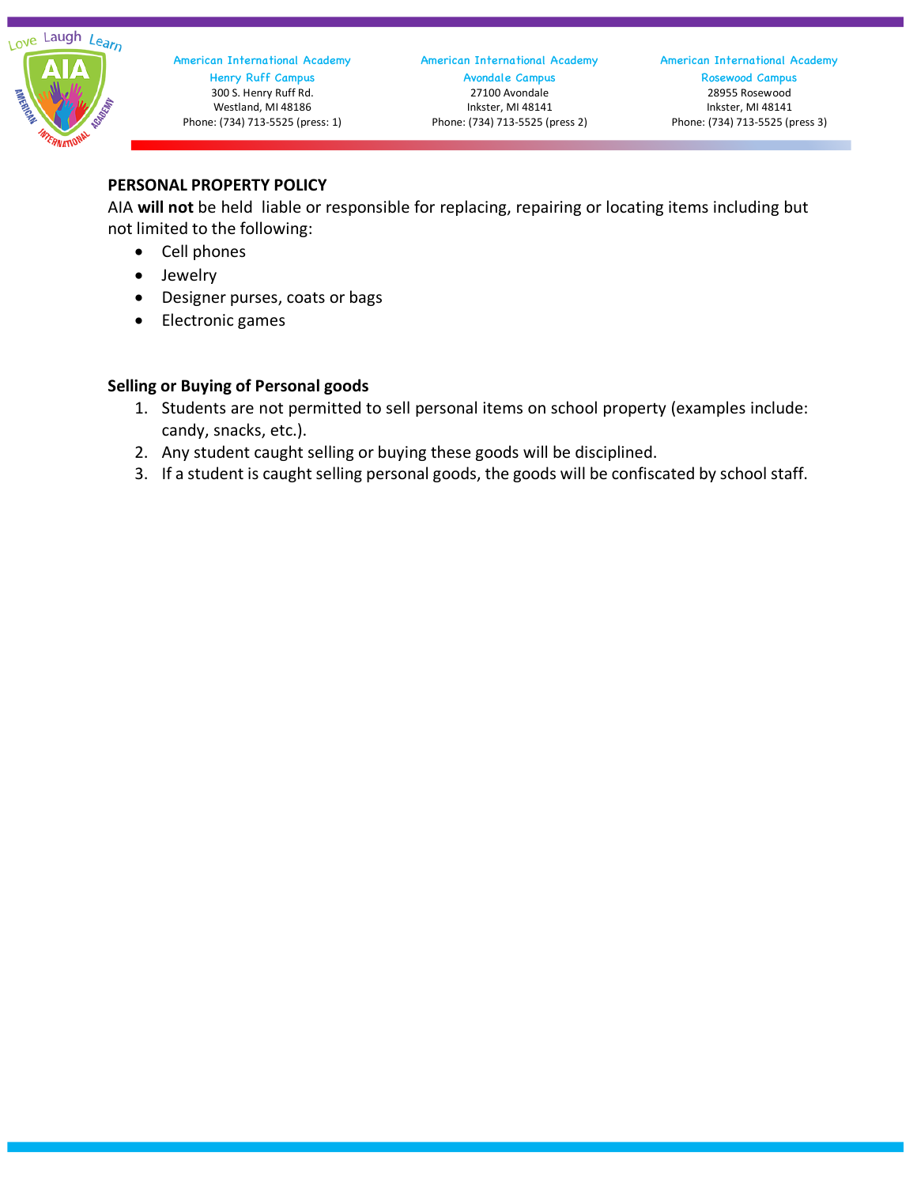## PERSONAL PROPERTY POLICY

AIA **will not** be held liable or responsible for replacing, repairing or locating items including but not limited to the following:

- Cell phones
- Jewelry
- Designer purses, coats or bags
- Electronic games

## Selling or Buying of Personal goods

1. Students are not permitted to sell personal items on school property (examples include: candy, snacks, etc.).
2. Any student caught selling or buying these goods will be disciplined.
3. If a student is caught selling personal goods, the goods will be confiscated by school staff.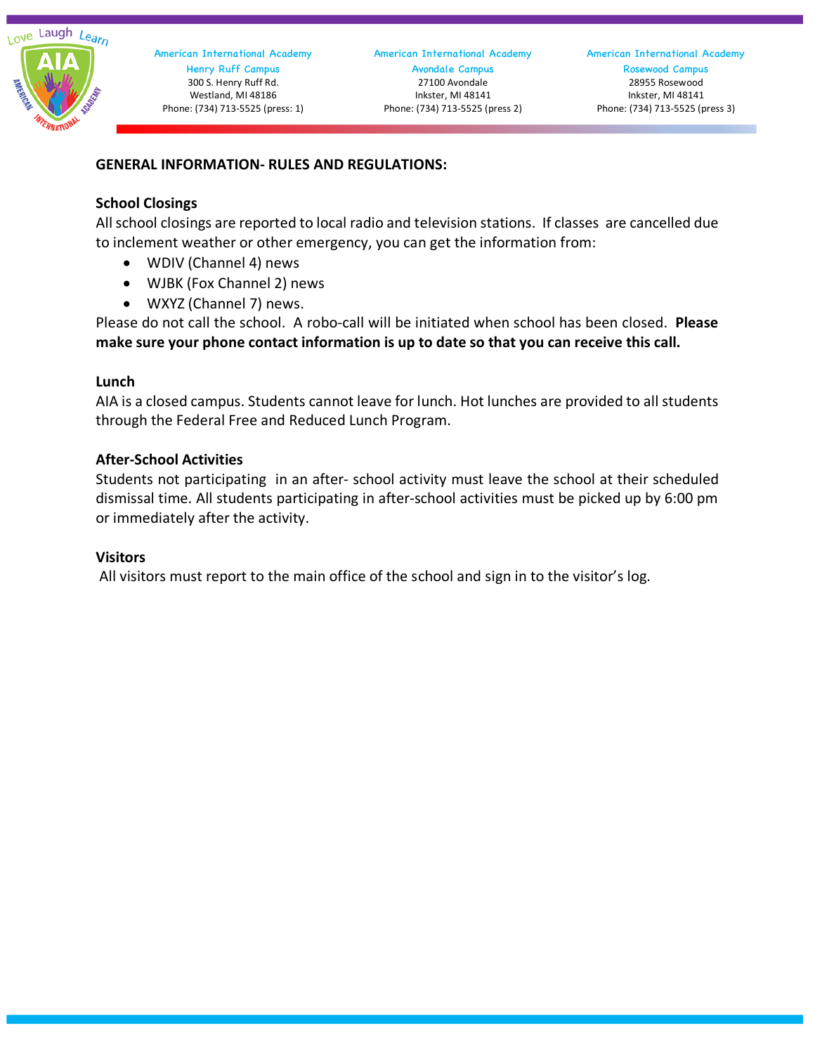## GENERAL INFORMATION- RULES AND REGULATIONS:

### School Closings

All school closings are reported to local radio and television stations. If classes are cancelled due to inclement weather or other emergency, you can get the information from:

- WDIV (Channel 4) news
- WJBK (Fox Channel 2) news
- WXYZ (Channel 7) news.

Please do not call the school. A robo-call will be initiated when school has been closed. **Please make sure your phone contact information is up to date so that you can receive this call.**

### Lunch

AIA is a closed campus. Students cannot leave for lunch. Hot lunches are provided to all students through the Federal Free and Reduced Lunch Program.

### After-School Activities

Students not participating in an after- school activity must leave the school at their scheduled dismissal time. All students participating in after-school activities must be picked up by 6:00 pm or immediately after the activity.

### Visitors

All visitors must report to the main office of the school and sign in to the visitor's log.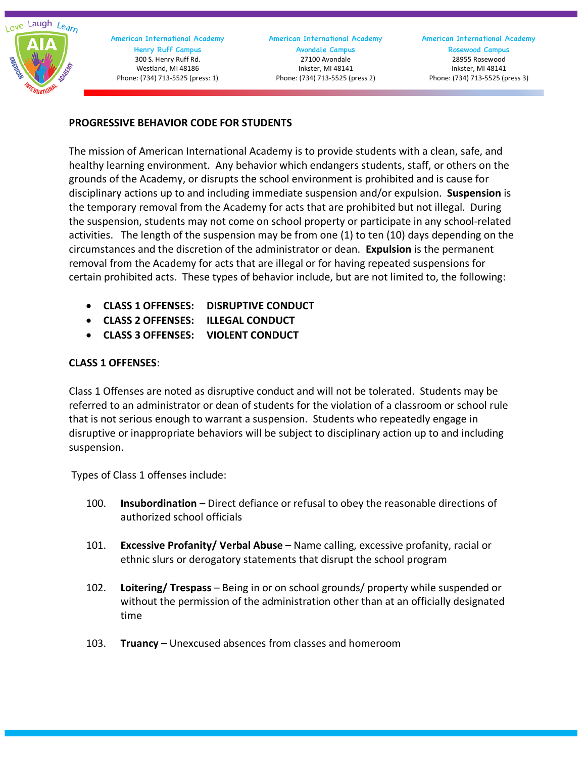## PROGRESSIVE BEHAVIOR CODE FOR STUDENTS

The mission of American International Academy is to provide students with a clean, safe, and healthy learning environment. Any behavior which endangers students, staff, or others on the grounds of the Academy, or disrupts the school environment is prohibited and is cause for disciplinary actions up to and including immediate suspension and/or expulsion. **Suspension** is the temporary removal from the Academy for acts that are prohibited but not illegal. During the suspension, students may not come on school property or participate in any school-related activities. The length of the suspension may be from one (1) to ten (10) days depending on the circumstances and the discretion of the administrator or dean. **Expulsion** is the permanent removal from the Academy for acts that are illegal or for having repeated suspensions for certain prohibited acts. These types of behavior include, but are not limited to, the following:

- **CLASS 1 OFFENSES: DISRUPTIVE CONDUCT**
- **CLASS 2 OFFENSES: ILLEGAL CONDUCT**
- **CLASS 3 OFFENSES: VIOLENT CONDUCT**

### CLASS 1 OFFENSES:

Class 1 Offenses are noted as disruptive conduct and will not be tolerated. Students may be referred to an administrator or dean of students for the violation of a classroom or school rule that is not serious enough to warrant a suspension. Students who repeatedly engage in disruptive or inappropriate behaviors will be subject to disciplinary action up to and including suspension.

Types of Class 1 offenses include:

100. **Insubordination** – Direct defiance or refusal to obey the reasonable directions of authorized school officials

101. **Excessive Profanity/ Verbal Abuse** – Name calling, excessive profanity, racial or ethnic slurs or derogatory statements that disrupt the school program

102. **Loitering/ Trespass** – Being in or on school grounds/ property while suspended or without the permission of the administration other than at an officially designated time

103. **Truancy** – Unexcused absences from classes and homeroom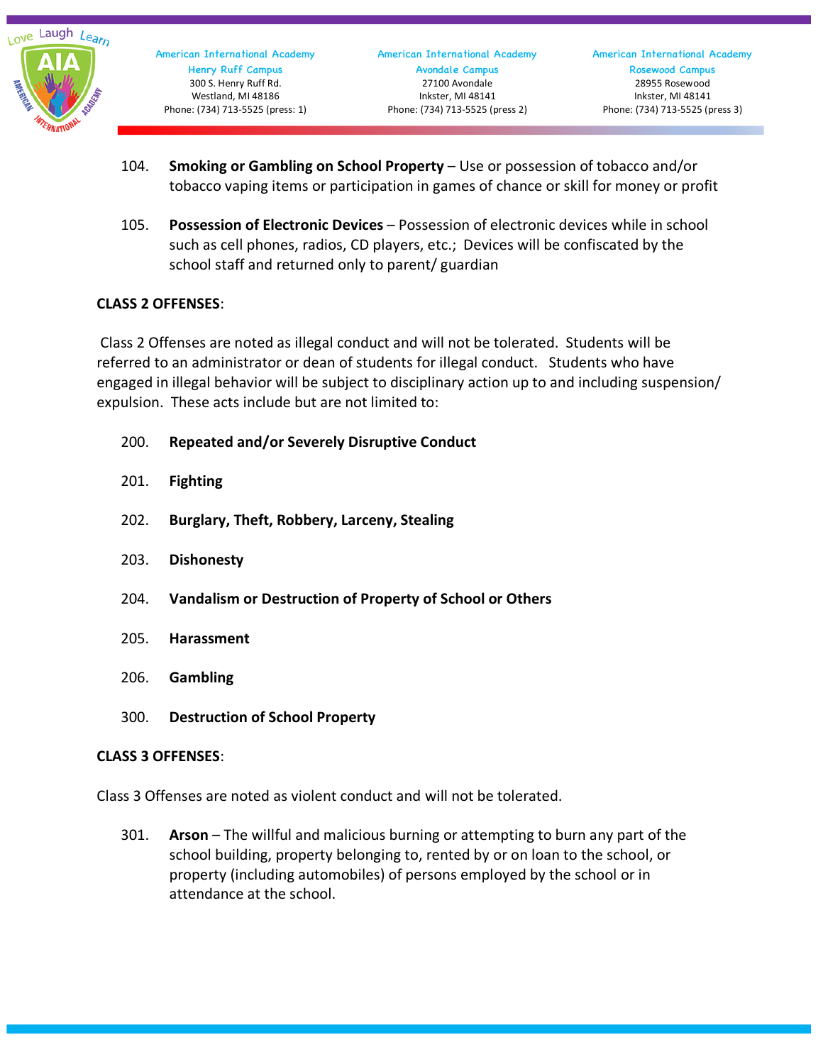104. **Smoking or Gambling on School Property** – Use or possession of tobacco and/or tobacco vaping items or participation in games of chance or skill for money or profit

105. **Possession of Electronic Devices** – Possession of electronic devices while in school such as cell phones, radios, CD players, etc.; Devices will be confiscated by the school staff and returned only to parent/ guardian

**CLASS 2 OFFENSES**:

Class 2 Offenses are noted as illegal conduct and will not be tolerated. Students will be referred to an administrator or dean of students for illegal conduct. Students who have engaged in illegal behavior will be subject to disciplinary action up to and including suspension/ expulsion. These acts include but are not limited to:

200. **Repeated and/or Severely Disruptive Conduct**

201. **Fighting**

202. **Burglary, Theft, Robbery, Larceny, Stealing**

203. **Dishonesty**

204. **Vandalism or Destruction of Property of School or Others**

205. **Harassment**

206. **Gambling**

300. **Destruction of School Property**

**CLASS 3 OFFENSES**:

Class 3 Offenses are noted as violent conduct and will not be tolerated.

301. **Arson** – The willful and malicious burning or attempting to burn any part of the school building, property belonging to, rented by or on loan to the school, or property (including automobiles) of persons employed by the school or in attendance at the school.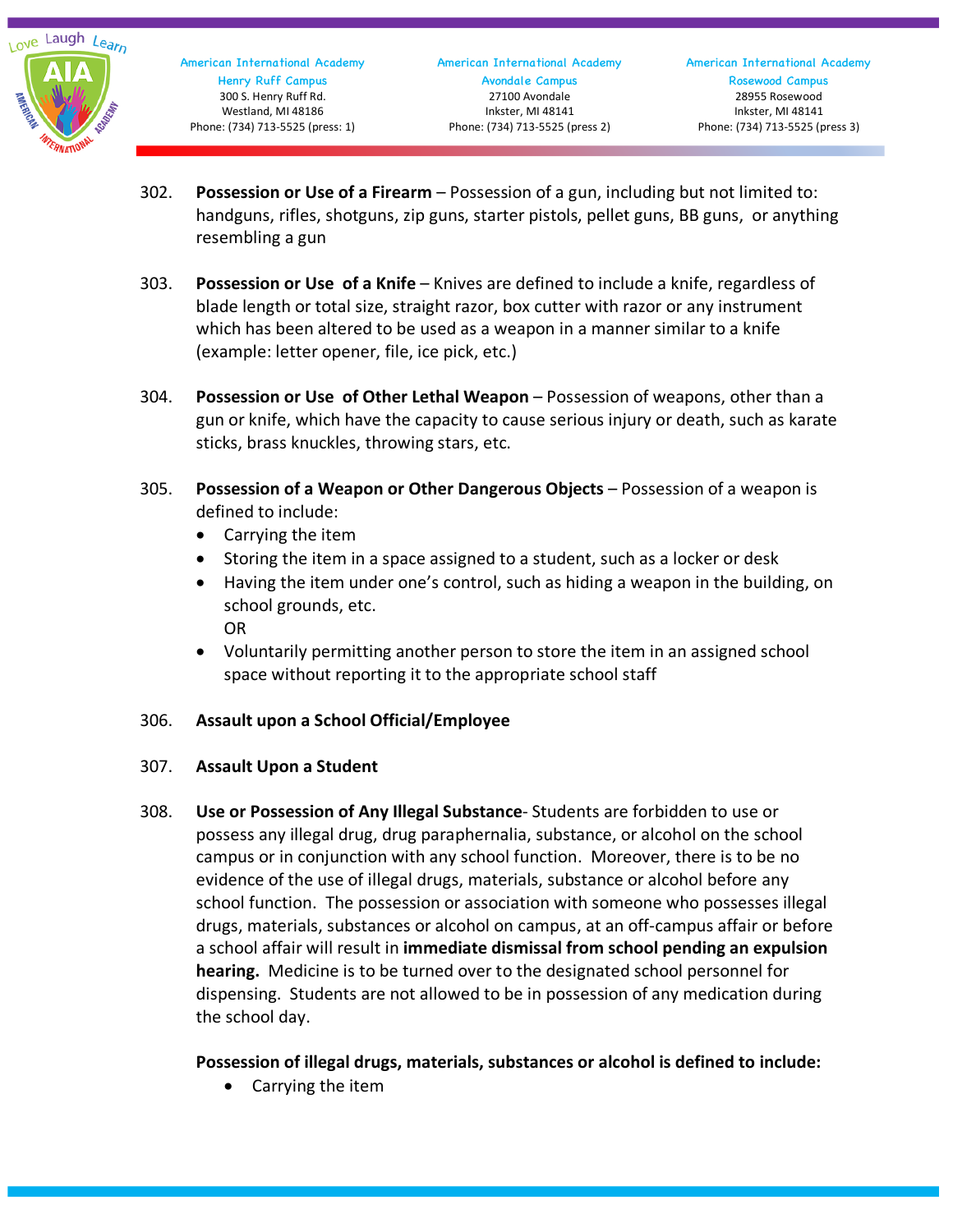302. **Possession or Use of a Firearm** – Possession of a gun, including but not limited to: handguns, rifles, shotguns, zip guns, starter pistols, pellet guns, BB guns, or anything resembling a gun

303. **Possession or Use of a Knife** – Knives are defined to include a knife, regardless of blade length or total size, straight razor, box cutter with razor or any instrument which has been altered to be used as a weapon in a manner similar to a knife (example: letter opener, file, ice pick, etc.)

304. **Possession or Use of Other Lethal Weapon** – Possession of weapons, other than a gun or knife, which have the capacity to cause serious injury or death, such as karate sticks, brass knuckles, throwing stars, etc.

305. **Possession of a Weapon or Other Dangerous Objects** – Possession of a weapon is defined to include:
   - Carrying the item
   - Storing the item in a space assigned to a student, such as a locker or desk
   - Having the item under one's control, such as hiding a weapon in the building, on school grounds, etc.
     OR
   - Voluntarily permitting another person to store the item in an assigned school space without reporting it to the appropriate school staff

306. **Assault upon a School Official/Employee**

307. **Assault Upon a Student**

308. **Use or Possession of Any Illegal Substance**- Students are forbidden to use or possess any illegal drug, drug paraphernalia, substance, or alcohol on the school campus or in conjunction with any school function. Moreover, there is to be no evidence of the use of illegal drugs, materials, substance or alcohol before any school function. The possession or association with someone who possesses illegal drugs, materials, substances or alcohol on campus, at an off-campus affair or before a school affair will result in **immediate dismissal from school pending an expulsion hearing.** Medicine is to be turned over to the designated school personnel for dispensing. Students are not allowed to be in possession of any medication during the school day.

   **Possession of illegal drugs, materials, substances or alcohol is defined to include:**
   - Carrying the item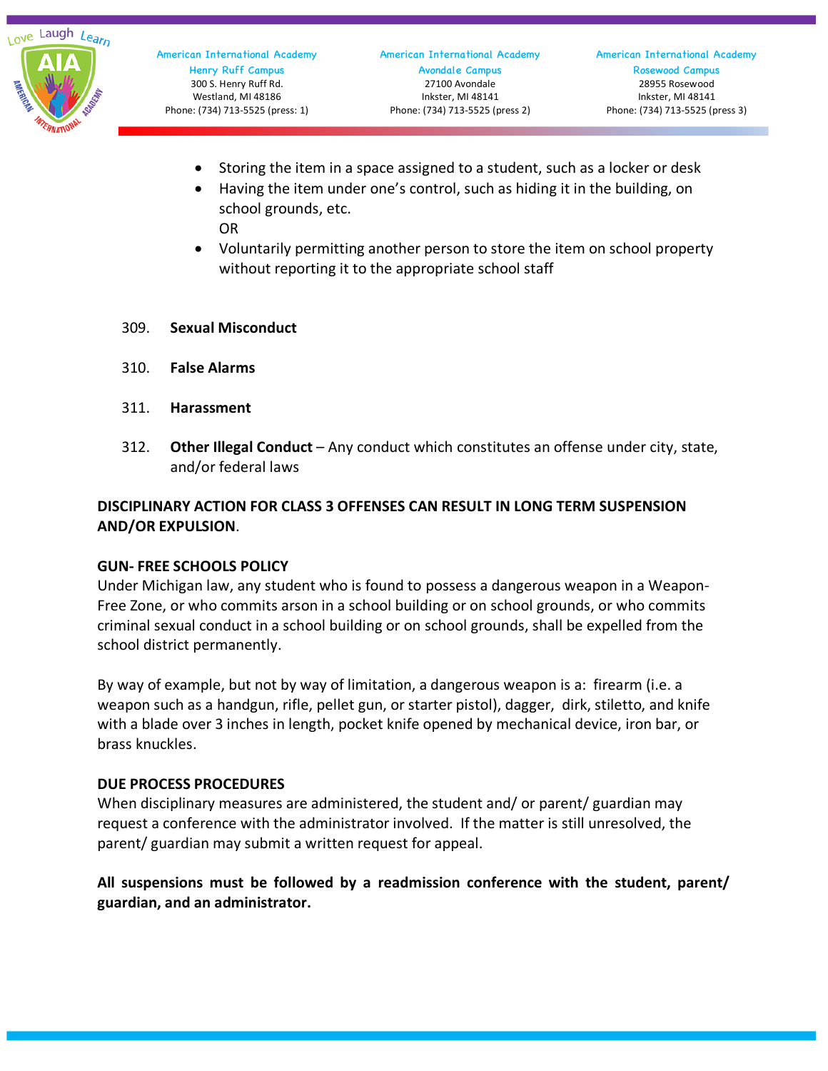- Storing the item in a space assigned to a student, such as a locker or desk
- Having the item under one's control, such as hiding it in the building, on school grounds, etc.
  OR
- Voluntarily permitting another person to store the item on school property without reporting it to the appropriate school staff

309. **Sexual Misconduct**

310. **False Alarms**

311. **Harassment**

312. **Other Illegal Conduct** – Any conduct which constitutes an offense under city, state, and/or federal laws

**DISCIPLINARY ACTION FOR CLASS 3 OFFENSES CAN RESULT IN LONG TERM SUSPENSION AND/OR EXPULSION**.

**GUN- FREE SCHOOLS POLICY**

Under Michigan law, any student who is found to possess a dangerous weapon in a Weapon-Free Zone, or who commits arson in a school building or on school grounds, or who commits criminal sexual conduct in a school building or on school grounds, shall be expelled from the school district permanently.

By way of example, but not by way of limitation, a dangerous weapon is a: firearm (i.e. a weapon such as a handgun, rifle, pellet gun, or starter pistol), dagger, dirk, stiletto, and knife with a blade over 3 inches in length, pocket knife opened by mechanical device, iron bar, or brass knuckles.

**DUE PROCESS PROCEDURES**

When disciplinary measures are administered, the student and/ or parent/ guardian may request a conference with the administrator involved. If the matter is still unresolved, the parent/ guardian may submit a written request for appeal.

**All suspensions must be followed by a readmission conference with the student, parent/ guardian, and an administrator.**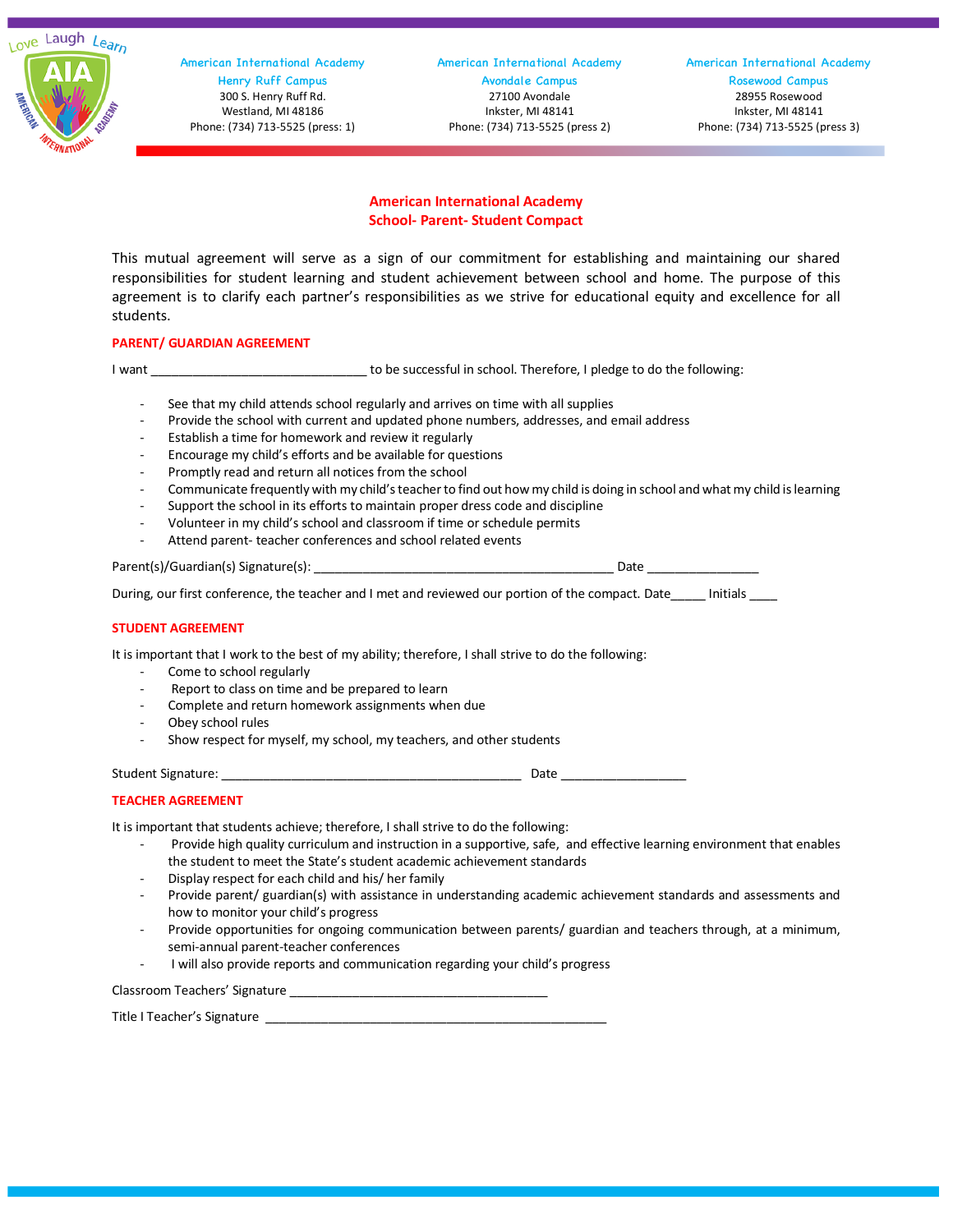American International Academy
Henry Ruff Campus
300 S. Henry Ruff Rd.
Westland, MI 48186
Phone: (734) 713-5525 (press: 1)

American International Academy
Avondale Campus
27100 Avondale
Inkster, MI 48141
Phone: (734) 713-5525 (press 2)

American International Academy
Rosewood Campus
28955 Rosewood
Inkster, MI 48141
Phone: (734) 713-5525 (press 3)

# American International Academy
## School- Parent- Student Compact

This mutual agreement will serve as a sign of our commitment for establishing and maintaining our shared responsibilities for student learning and student achievement between school and home. The purpose of this agreement is to clarify each partner's responsibilities as we strive for educational equity and excellence for all students.

### PARENT/ GUARDIAN AGREEMENT

I want ________________________________ to be successful in school. Therefore, I pledge to do the following:

- See that my child attends school regularly and arrives on time with all supplies
- Provide the school with current and updated phone numbers, addresses, and email address
- Establish a time for homework and review it regularly
- Encourage my child's efforts and be available for questions
- Promptly read and return all notices from the school
- Communicate frequently with my child's teacher to find out how my child is doing in school and what my child is learning
- Support the school in its efforts to maintain proper dress code and discipline
- Volunteer in my child's school and classroom if time or schedule permits
- Attend parent- teacher conferences and school related events

Parent(s)/Guardian(s) Signature(s): ____________________________________________ Date ________________

During, our first conference, the teacher and I met and reviewed our portion of the compact. Date_____ Initials ____

### STUDENT AGREEMENT

It is important that I work to the best of my ability; therefore, I shall strive to do the following:

- Come to school regularly
- Report to class on time and be prepared to learn
- Complete and return homework assignments when due
- Obey school rules
- Show respect for myself, my school, my teachers, and other students

Student Signature: ____________________________________________ Date __________________

### TEACHER AGREEMENT

It is important that students achieve; therefore, I shall strive to do the following:

- Provide high quality curriculum and instruction in a supportive, safe, and effective learning environment that enables the student to meet the State's student academic achievement standards
- Display respect for each child and his/ her family
- Provide parent/ guardian(s) with assistance in understanding academic achievement standards and assessments and how to monitor your child's progress
- Provide opportunities for ongoing communication between parents/ guardian and teachers through, at a minimum, semi-annual parent-teacher conferences
- I will also provide reports and communication regarding your child's progress

Classroom Teachers' Signature ______________________________________

Title I Teacher's Signature __________________________________________________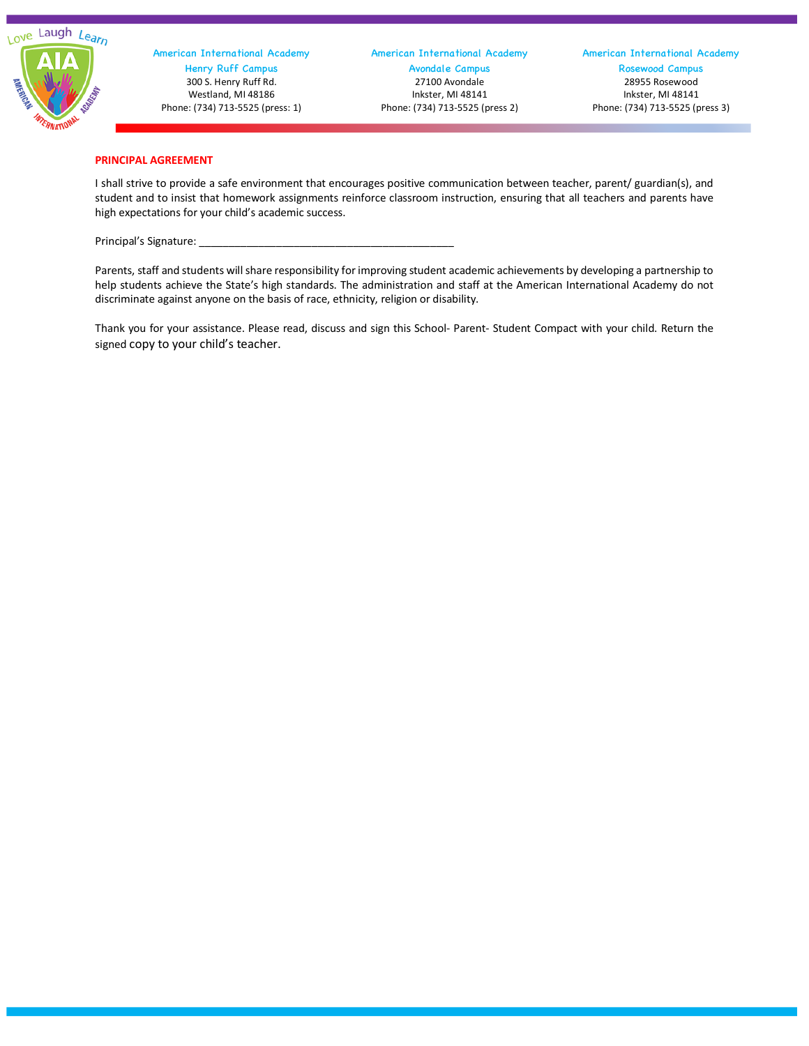American International Academy
Henry Ruff Campus
300 S. Henry Ruff Rd.
Westland, MI 48186
Phone: (734) 713-5525 (press: 1)

American International Academy
Avondale Campus
27100 Avondale
Inkster, MI 48141
Phone: (734) 713-5525 (press 2)

American International Academy
Rosewood Campus
28955 Rosewood
Inkster, MI 48141
Phone: (734) 713-5525 (press 3)

**PRINCIPAL AGREEMENT**

I shall strive to provide a safe environment that encourages positive communication between teacher, parent/ guardian(s), and student and to insist that homework assignments reinforce classroom instruction, ensuring that all teachers and parents have high expectations for your child's academic success.

Principal's Signature: ___________________________________________

Parents, staff and students will share responsibility for improving student academic achievements by developing a partnership to help students achieve the State's high standards. The administration and staff at the American International Academy do not discriminate against anyone on the basis of race, ethnicity, religion or disability.

Thank you for your assistance. Please read, discuss and sign this School- Parent- Student Compact with your child. Return the signed copy to your child's teacher.